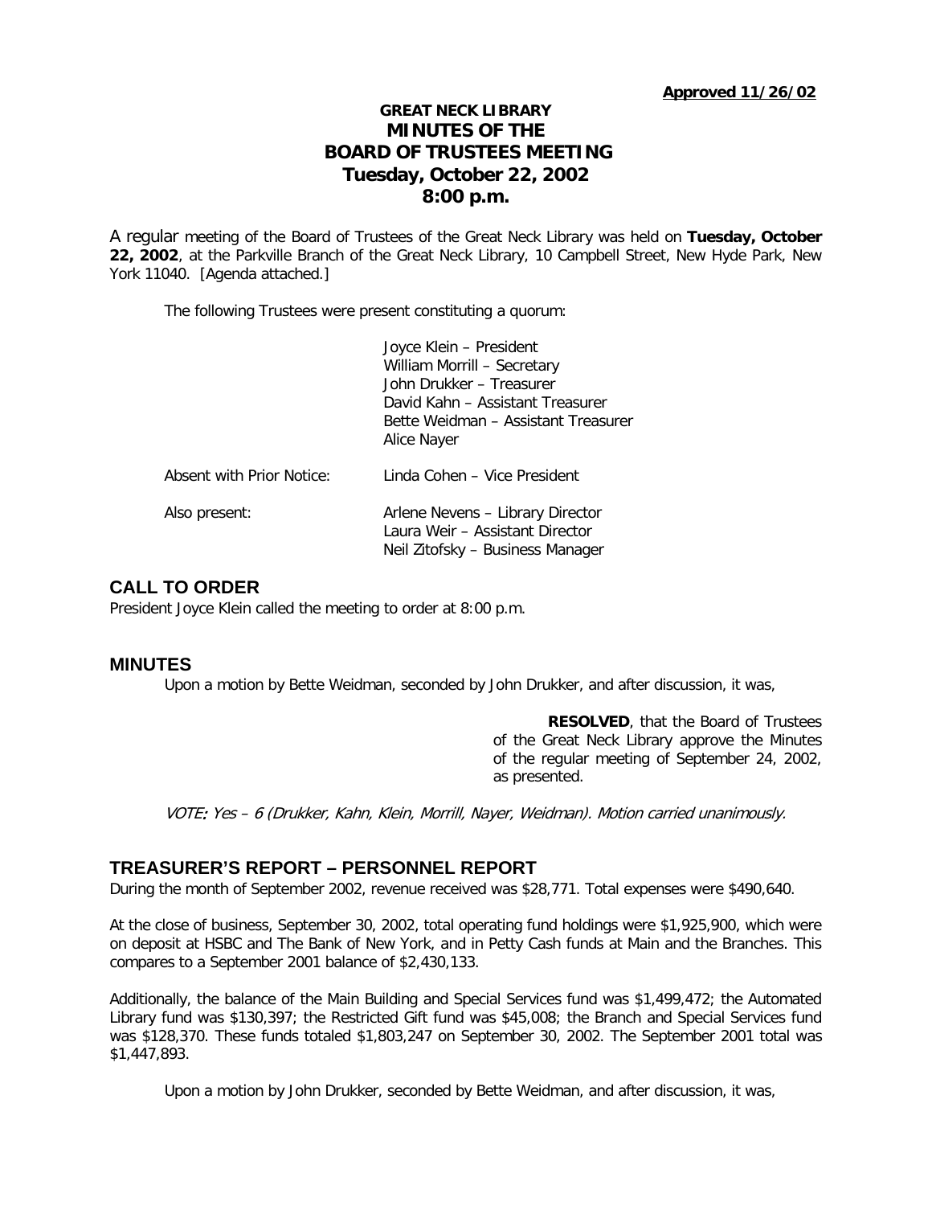**Approved 11/26/02**

# GREAT NECK LIBRARY
# MINUTES OF THE BOARD OF TRUSTEES MEETING
# Tuesday, October 22, 2002
# 8:00 p.m.

A regular meeting of the Board of Trustees of the Great Neck Library was held on **Tuesday, October 22, 2002**, at the Parkville Branch of the Great Neck Library, 10 Campbell Street, New Hyde Park, New York 11040. [Agenda attached.]

The following Trustees were present constituting a quorum:

Joyce Klein – President
William Morrill – Secretary
John Drukker – Treasurer
David Kahn – Assistant Treasurer
Bette Weidman – Assistant Treasurer
Alice Nayer

Absent with Prior Notice: Linda Cohen – Vice President

Also present:
Arlene Nevens – Library Director
Laura Weir – Assistant Director
Neil Zitofsky – Business Manager

## CALL TO ORDER

President Joyce Klein called the meeting to order at 8:00 p.m.

## MINUTES

Upon a motion by Bette Weidman, seconded by John Drukker, and after discussion, it was,

> **RESOLVED**, that the Board of Trustees of the Great Neck Library approve the Minutes of the regular meeting of September 24, 2002, as presented.

*VOTE: Yes – 6 (Drukker, Kahn, Klein, Morrill, Nayer, Weidman). Motion carried unanimously.*

## TREASURER'S REPORT – PERSONNEL REPORT

During the month of September 2002, revenue received was $28,771. Total expenses were $490,640.

At the close of business, September 30, 2002, total operating fund holdings were $1,925,900, which were on deposit at HSBC and The Bank of New York, and in Petty Cash funds at Main and the Branches. This compares to a September 2001 balance of $2,430,133.

Additionally, the balance of the Main Building and Special Services fund was $1,499,472; the Automated Library fund was $130,397; the Restricted Gift fund was $45,008; the Branch and Special Services fund was $128,370. These funds totaled $1,803,247 on September 30, 2002. The September 2001 total was $1,447,893.

Upon a motion by John Drukker, seconded by Bette Weidman, and after discussion, it was,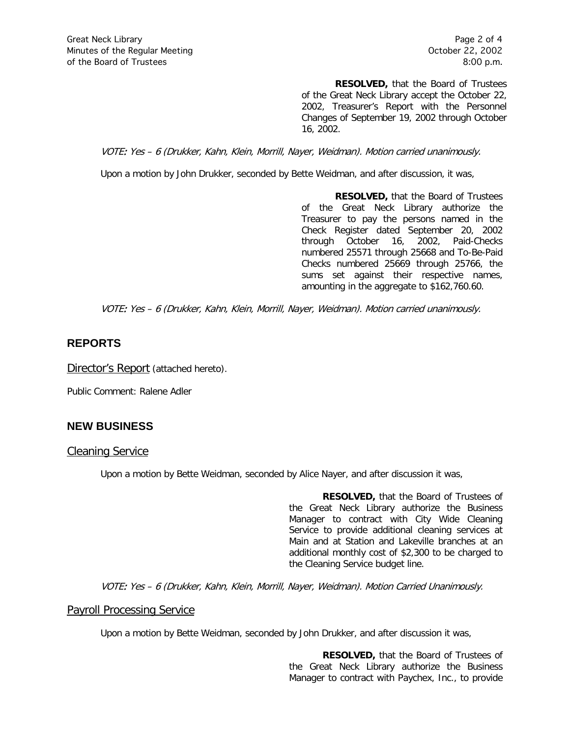**RESOLVED,** that the Board of Trustees of the Great Neck Library accept the October 22, 2002, Treasurer's Report with the Personnel Changes of September 19, 2002 through October 16, 2002.

*VOTE: Yes – 6 (Drukker, Kahn, Klein, Morrill, Nayer, Weidman). Motion carried unanimously.*

Upon a motion by John Drukker, seconded by Bette Weidman, and after discussion, it was,

**RESOLVED,** that the Board of Trustees of the Great Neck Library authorize the Treasurer to pay the persons named in the Check Register dated September 20, 2002 through October 16, 2002, Paid-Checks numbered 25571 through 25668 and To-Be-Paid Checks numbered 25669 through 25766, the sums set against their respective names, amounting in the aggregate to $162,760.60.

*VOTE: Yes – 6 (Drukker, Kahn, Klein, Morrill, Nayer, Weidman). Motion carried unanimously.*

## REPORTS

### Director's Report (attached hereto).

Public Comment: Ralene Adler

## NEW BUSINESS

### Cleaning Service

Upon a motion by Bette Weidman, seconded by Alice Nayer, and after discussion it was,

**RESOLVED,** that the Board of Trustees of the Great Neck Library authorize the Business Manager to contract with City Wide Cleaning Service to provide additional cleaning services at Main and at Station and Lakeville branches at an additional monthly cost of $2,300 to be charged to the Cleaning Service budget line.

*VOTE: Yes – 6 (Drukker, Kahn, Klein, Morrill, Nayer, Weidman). Motion Carried Unanimously.*

### Payroll Processing Service

Upon a motion by Bette Weidman, seconded by John Drukker, and after discussion it was,

**RESOLVED,** that the Board of Trustees of the Great Neck Library authorize the Business Manager to contract with Paychex, Inc., to provide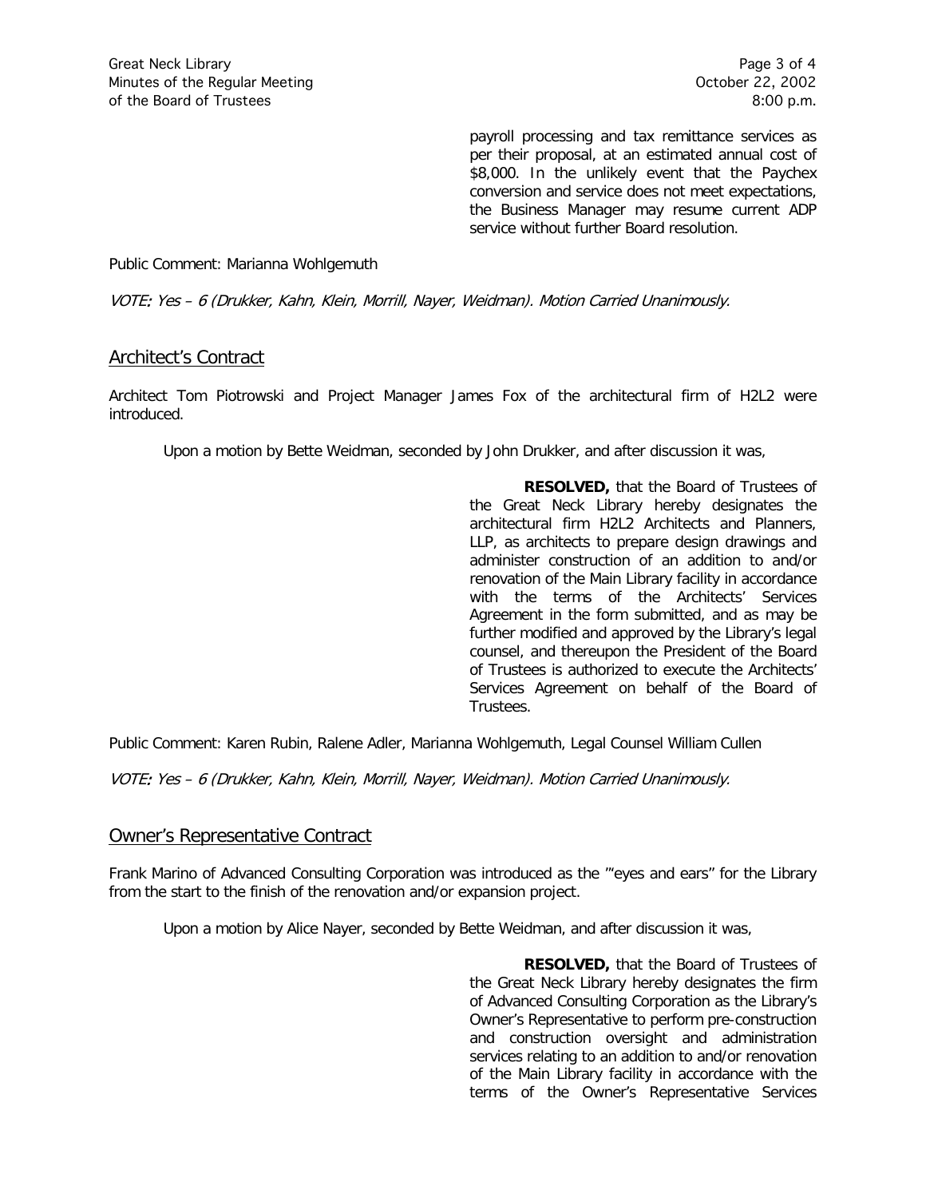payroll processing and tax remittance services as per their proposal, at an estimated annual cost of $8,000. In the unlikely event that the Paychex conversion and service does not meet expectations, the Business Manager may resume current ADP service without further Board resolution.

Public Comment: Marianna Wohlgemuth

*VOTE: Yes – 6 (Drukker, Kahn, Klein, Morrill, Nayer, Weidman). Motion Carried Unanimously.*

## Architect's Contract

Architect Tom Piotrowski and Project Manager James Fox of the architectural firm of H2L2 were introduced.

Upon a motion by Bette Weidman, seconded by John Drukker, and after discussion it was,

> **RESOLVED,** that the Board of Trustees of the Great Neck Library hereby designates the architectural firm H2L2 Architects and Planners, LLP, as architects to prepare design drawings and administer construction of an addition to and/or renovation of the Main Library facility in accordance with the terms of the Architects' Services Agreement in the form submitted, and as may be further modified and approved by the Library's legal counsel, and thereupon the President of the Board of Trustees is authorized to execute the Architects' Services Agreement on behalf of the Board of Trustees.

Public Comment: Karen Rubin, Ralene Adler, Marianna Wohlgemuth, Legal Counsel William Cullen

*VOTE: Yes – 6 (Drukker, Kahn, Klein, Morrill, Nayer, Weidman). Motion Carried Unanimously.*

## Owner's Representative Contract

Frank Marino of Advanced Consulting Corporation was introduced as the '"eyes and ears" for the Library from the start to the finish of the renovation and/or expansion project.

Upon a motion by Alice Nayer, seconded by Bette Weidman, and after discussion it was,

> **RESOLVED,** that the Board of Trustees of the Great Neck Library hereby designates the firm of Advanced Consulting Corporation as the Library's Owner's Representative to perform pre-construction and construction oversight and administration services relating to an addition to and/or renovation of the Main Library facility in accordance with the terms of the Owner's Representative Services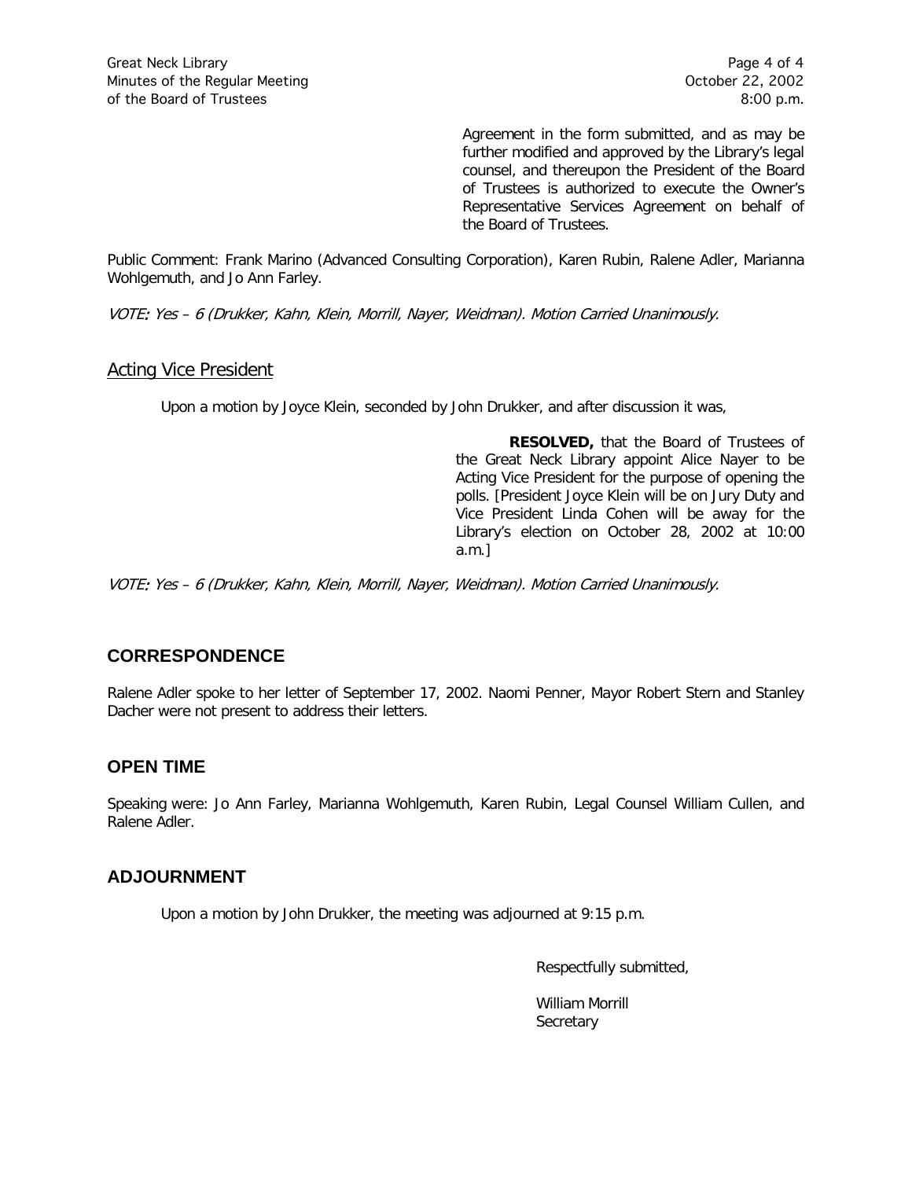Agreement in the form submitted, and as may be further modified and approved by the Library's legal counsel, and thereupon the President of the Board of Trustees is authorized to execute the Owner's Representative Services Agreement on behalf of the Board of Trustees.

Public Comment: Frank Marino (Advanced Consulting Corporation), Karen Rubin, Ralene Adler, Marianna Wohlgemuth, and Jo Ann Farley.

*VOTE: Yes – 6 (Drukker, Kahn, Klein, Morrill, Nayer, Weidman). Motion Carried Unanimously.*

### Acting Vice President

Upon a motion by Joyce Klein, seconded by John Drukker, and after discussion it was,

**RESOLVED,** that the Board of Trustees of the Great Neck Library appoint Alice Nayer to be Acting Vice President for the purpose of opening the polls. [President Joyce Klein will be on Jury Duty and Vice President Linda Cohen will be away for the Library's election on October 28, 2002 at 10:00 a.m.]

*VOTE: Yes – 6 (Drukker, Kahn, Klein, Morrill, Nayer, Weidman). Motion Carried Unanimously.*

## CORRESPONDENCE

Ralene Adler spoke to her letter of September 17, 2002. Naomi Penner, Mayor Robert Stern and Stanley Dacher were not present to address their letters.

## OPEN TIME

Speaking were: Jo Ann Farley, Marianna Wohlgemuth, Karen Rubin, Legal Counsel William Cullen, and Ralene Adler.

## ADJOURNMENT

Upon a motion by John Drukker, the meeting was adjourned at 9:15 p.m.

Respectfully submitted,

William Morrill
Secretary